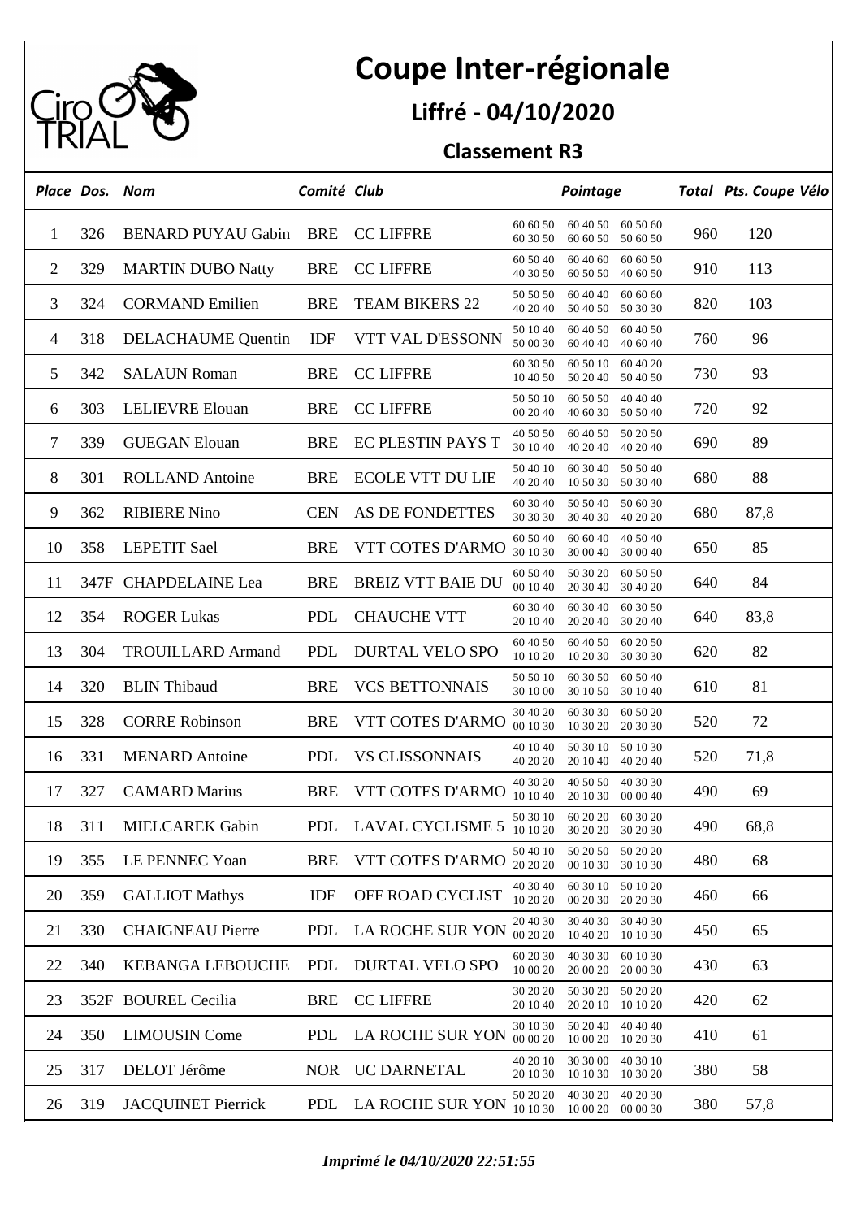# Coupe Inter-régionale

## Liffré - 04/10/2020

### Classement R3

| Place | Dos. | Nom | Comité | Club | Pointage | | | Total | Pts. Coupe Vélo |
|---|---|---|---|---|---|---|---|---|---|
| 1 | 326 | BENARD PUYAU Gabin | BRE | CC LIFFRE | 60 60 50<br>60 30 50 | 60 40 50<br>60 60 50 | 60 50 60<br>50 60 50 | 960 | 120 |
| 2 | 329 | MARTIN DUBO Natty | BRE | CC LIFFRE | 60 50 40<br>40 30 50 | 60 40 60<br>60 50 50 | 60 60 50<br>40 60 50 | 910 | 113 |
| 3 | 324 | CORMAND Emilien | BRE | TEAM BIKERS 22 | 50 50 50<br>40 20 40 | 60 40 40<br>50 40 50 | 60 60 60<br>50 30 30 | 820 | 103 |
| 4 | 318 | DELACHAUME Quentin | IDF | VTT VAL D'ESSONN | 50 10 40<br>50 00 30 | 60 40 50<br>60 40 40 | 60 40 50<br>40 60 40 | 760 | 96 |
| 5 | 342 | SALAUN Roman | BRE | CC LIFFRE | 60 30 50<br>10 40 50 | 60 50 10<br>50 20 40 | 60 40 20<br>50 40 50 | 730 | 93 |
| 6 | 303 | LELIEVRE Elouan | BRE | CC LIFFRE | 50 50 10<br>00 20 40 | 60 50 50<br>40 60 30 | 40 40 40<br>50 50 40 | 720 | 92 |
| 7 | 339 | GUEGAN Elouan | BRE | EC PLESTIN PAYS T | 40 50 50<br>30 10 40 | 60 40 50<br>40 20 40 | 50 20 50<br>40 20 40 | 690 | 89 |
| 8 | 301 | ROLLAND Antoine | BRE | ECOLE VTT DU LIE | 50 40 10<br>40 20 40 | 60 30 40<br>10 50 30 | 50 50 40<br>50 30 40 | 680 | 88 |
| 9 | 362 | RIBIERE Nino | CEN | AS DE FONDETTES | 60 30 40<br>30 30 30 | 50 50 40<br>30 40 30 | 50 60 30<br>40 20 20 | 680 | 87,8 |
| 10 | 358 | LEPETIT Sael | BRE | VTT COTES D'ARMO | 60 50 40<br>30 10 30 | 60 60 40<br>30 00 40 | 40 50 40<br>30 00 40 | 650 | 85 |
| 11 | 347F | CHAPDELAINE Lea | BRE | BREIZ VTT BAIE DU | 60 50 40<br>00 10 40 | 50 30 20<br>20 30 40 | 60 50 50<br>30 40 20 | 640 | 84 |
| 12 | 354 | ROGER Lukas | PDL | CHAUCHE VTT | 60 30 40<br>20 10 40 | 60 30 40<br>20 20 40 | 60 30 50<br>30 20 40 | 640 | 83,8 |
| 13 | 304 | TROUILLARD Armand | PDL | DURTAL VELO SPO | 60 40 50<br>10 10 20 | 60 40 50<br>10 20 30 | 60 20 50<br>30 30 30 | 620 | 82 |
| 14 | 320 | BLIN Thibaud | BRE | VCS BETTONNAIS | 50 50 10<br>30 10 00 | 60 30 50<br>30 10 50 | 60 50 40<br>30 10 40 | 610 | 81 |
| 15 | 328 | CORRE Robinson | BRE | VTT COTES D'ARMO | 30 40 20<br>00 10 30 | 60 30 30<br>10 30 20 | 60 50 20<br>20 30 30 | 520 | 72 |
| 16 | 331 | MENARD Antoine | PDL | VS CLISSONNAIS | 40 10 40<br>40 20 20 | 50 30 10<br>20 10 40 | 50 10 30<br>40 20 40 | 520 | 71,8 |
| 17 | 327 | CAMARD Marius | BRE | VTT COTES D'ARMO | 40 30 20<br>10 10 40 | 40 50 50<br>20 10 30 | 40 30 30<br>00 00 40 | 490 | 69 |
| 18 | 311 | MIELCAREK Gabin | PDL | LAVAL CYCLISME 5 | 50 30 10<br>10 10 20 | 60 20 20<br>30 20 20 | 60 30 20<br>30 20 30 | 490 | 68,8 |
| 19 | 355 | LE PENNEC Yoan | BRE | VTT COTES D'ARMO | 50 40 10<br>20 20 20 | 50 20 50<br>00 10 30 | 50 20 20<br>30 10 30 | 480 | 68 |
| 20 | 359 | GALLIOT Mathys | IDF | OFF ROAD CYCLIST | 40 30 40<br>10 20 20 | 60 30 10<br>00 20 30 | 50 10 20<br>20 20 30 | 460 | 66 |
| 21 | 330 | CHAIGNEAU Pierre | PDL | LA ROCHE SUR YON | 20 40 30<br>00 20 20 | 30 40 30<br>10 40 20 | 30 40 30<br>10 10 30 | 450 | 65 |
| 22 | 340 | KEBANGA LEBOUCHE | PDL | DURTAL VELO SPO | 60 20 30<br>10 00 20 | 40 30 30<br>20 00 20 | 60 10 30<br>20 00 30 | 430 | 63 |
| 23 | 352F | BOUREL Cecilia | BRE | CC LIFFRE | 30 20 20<br>20 10 40 | 50 30 20<br>20 20 10 | 50 20 20<br>10 10 20 | 420 | 62 |
| 24 | 350 | LIMOUSIN Come | PDL | LA ROCHE SUR YON | 30 10 30<br>00 00 20 | 50 20 40<br>10 00 20 | 40 40 40<br>10 20 30 | 410 | 61 |
| 25 | 317 | DELOT Jérôme | NOR | UC DARNETAL | 40 20 10<br>20 10 30 | 30 30 00<br>10 10 30 | 40 30 10<br>10 30 20 | 380 | 58 |
| 26 | 319 | JACQUINET Pierrick | PDL | LA ROCHE SUR YON | 50 20 20<br>10 10 30 | 40 30 20<br>10 00 20 | 40 20 30<br>00 00 30 | 380 | 57,8 |

*Imprimé le 04/10/2020 22:51:55*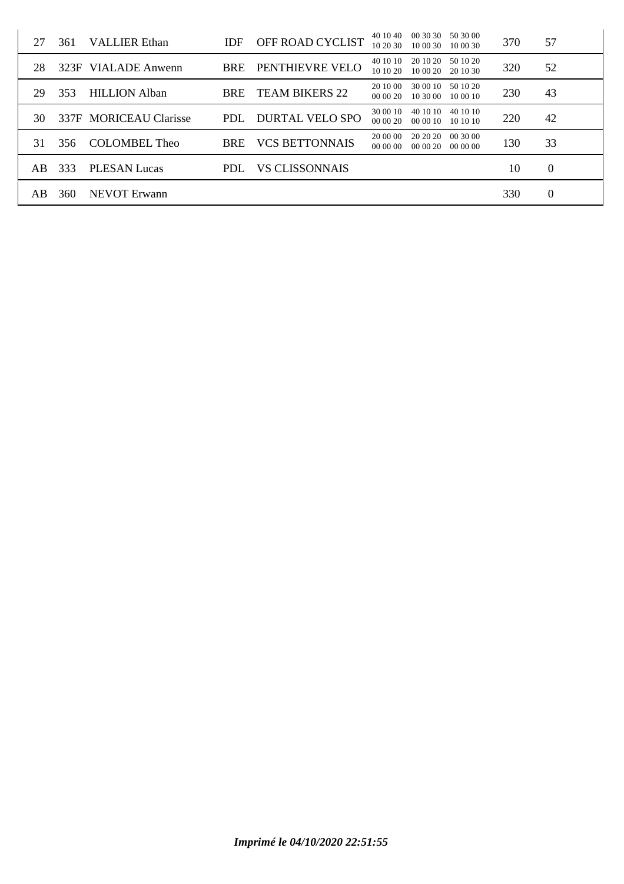| | | | | | | | | | | |
|---|---|---|---|---|---|---|---|---|---|---|
| 27 | 361 | VALLIER Ethan | IDF | OFF ROAD CYCLIST | 40 10 40<br>10 20 30 | 00 30 30<br>10 00 30 | 50 30 00<br>10 00 30 | 370 | 57 |
| 28 | 323F | VIALADE Anwenn | BRE | PENTHIEVRE VELO | 40 10 10<br>10 10 20 | 20 10 20<br>10 00 20 | 50 10 20<br>20 10 30 | 320 | 52 |
| 29 | 353 | HILLION Alban | BRE | TEAM BIKERS 22 | 20 10 00<br>00 00 20 | 30 00 10<br>10 30 00 | 50 10 20<br>10 00 10 | 230 | 43 |
| 30 | 337F | MORICEAU Clarisse | PDL | DURTAL VELO SPO | 30 00 10<br>00 00 20 | 40 10 10<br>00 00 10 | 40 10 10<br>10 10 10 | 220 | 42 |
| 31 | 356 | COLOMBEL Theo | BRE | VCS BETTONNAIS | 20 00 00<br>00 00 00 | 20 20 20<br>00 00 20 | 00 30 00<br>00 00 00 | 130 | 33 |
| AB | 333 | PLESAN Lucas | PDL | VS CLISSONNAIS | | | | 10 | 0 |
| AB | 360 | NEVOT Erwann | | | | | | 330 | 0 |

*Imprimé le 04/10/2020 22:51:55*